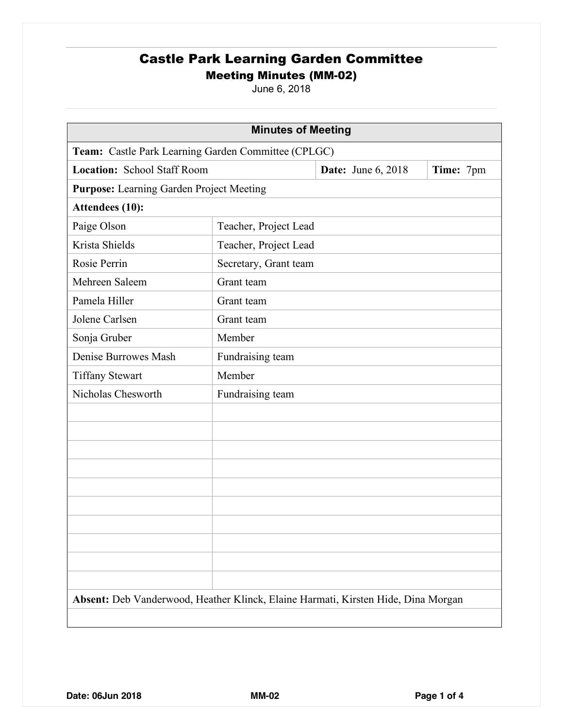# Castle Park Learning Garden Committee

## Meeting Minutes (MM-02)

June 6, 2018

| Minutes of Meeting | | | |
|---|---|---|---|
| **Team:** Castle Park Learning Garden Committee (CPLGC) | | | |
| **Location:** School Staff Room | | **Date:** June 6, 2018 | **Time:** 7pm |
| **Purpose:** Learning Garden Project Meeting | | | |
| **Attendees (10):** | | | |
| Paige Olson | Teacher, Project Lead | | |
| Krista Shields | Teacher, Project Lead | | |
| Rosie Perrin | Secretary, Grant team | | |
| Mehreen Saleem | Grant team | | |
| Pamela Hiller | Grant team | | |
| Jolene Carlsen | Grant team | | |
| Sonja Gruber | Member | | |
| Denise Burrowes Mash | Fundraising team | | |
| Tiffany Stewart | Member | | |
| Nicholas Chesworth | Fundraising team | | |
| **Absent:** Deb Vanderwood, Heather Klinck, Elaine Harmati, Kirsten Hide, Dina Morgan | | | |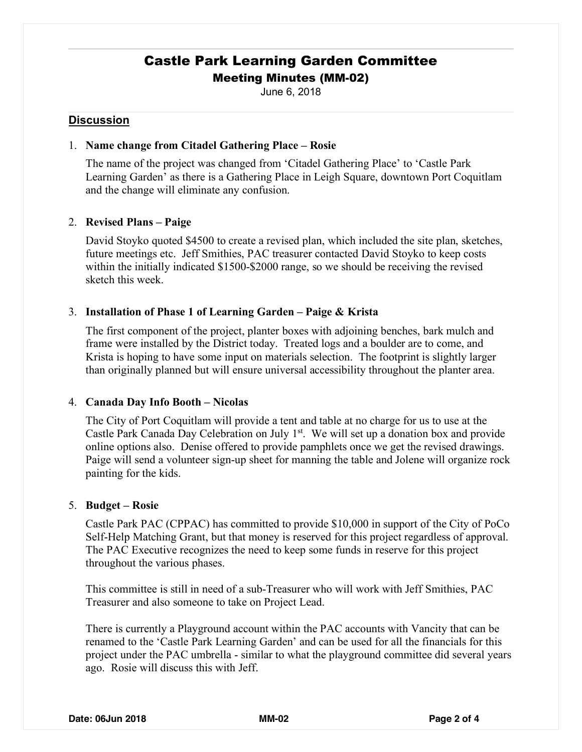# Castle Park Learning Garden Committee

## Meeting Minutes (MM-02)

June 6, 2018

### Discussion

1. **Name change from Citadel Gathering Place – Rosie**

   The name of the project was changed from 'Citadel Gathering Place' to 'Castle Park Learning Garden' as there is a Gathering Place in Leigh Square, downtown Port Coquitlam and the change will eliminate any confusion.

2. **Revised Plans – Paige**

   David Stoyko quoted $4500 to create a revised plan, which included the site plan, sketches, future meetings etc. Jeff Smithies, PAC treasurer contacted David Stoyko to keep costs within the initially indicated $1500-$2000 range, so we should be receiving the revised sketch this week.

3. **Installation of Phase 1 of Learning Garden – Paige & Krista**

   The first component of the project, planter boxes with adjoining benches, bark mulch and frame were installed by the District today. Treated logs and a boulder are to come, and Krista is hoping to have some input on materials selection. The footprint is slightly larger than originally planned but will ensure universal accessibility throughout the planter area.

4. **Canada Day Info Booth – Nicolas**

   The City of Port Coquitlam will provide a tent and table at no charge for us to use at the Castle Park Canada Day Celebration on July 1st. We will set up a donation box and provide online options also. Denise offered to provide pamphlets once we get the revised drawings. Paige will send a volunteer sign-up sheet for manning the table and Jolene will organize rock painting for the kids.

5. **Budget – Rosie**

   Castle Park PAC (CPPAC) has committed to provide $10,000 in support of the City of PoCo Self-Help Matching Grant, but that money is reserved for this project regardless of approval. The PAC Executive recognizes the need to keep some funds in reserve for this project throughout the various phases.

   This committee is still in need of a sub-Treasurer who will work with Jeff Smithies, PAC Treasurer and also someone to take on Project Lead.

   There is currently a Playground account within the PAC accounts with Vancity that can be renamed to the 'Castle Park Learning Garden' and can be used for all the financials for this project under the PAC umbrella - similar to what the playground committee did several years ago. Rosie will discuss this with Jeff.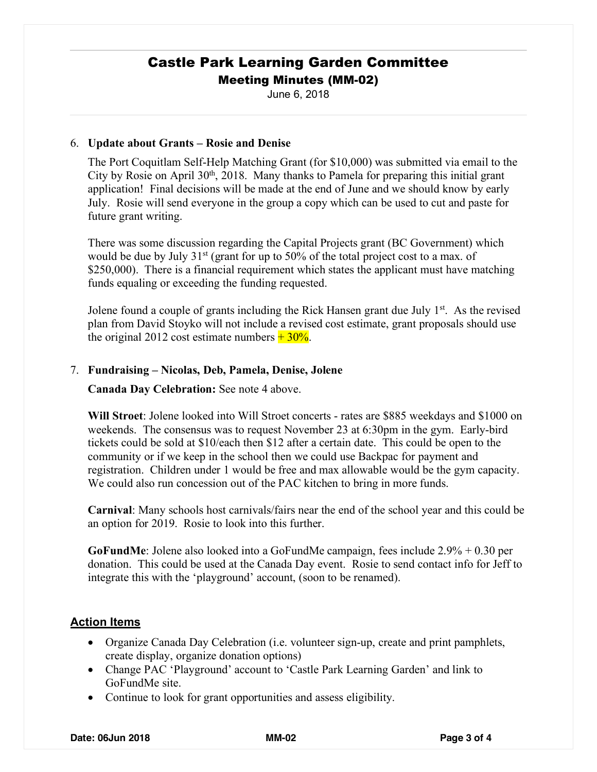6. **Update about Grants – Rosie and Denise**

   The Port Coquitlam Self-Help Matching Grant (for $10,000) was submitted via email to the City by Rosie on April 30th, 2018. Many thanks to Pamela for preparing this initial grant application! Final decisions will be made at the end of June and we should know by early July. Rosie will send everyone in the group a copy which can be used to cut and paste for future grant writing.

   There was some discussion regarding the Capital Projects grant (BC Government) which would be due by July 31st (grant for up to 50% of the total project cost to a max. of $250,000). There is a financial requirement which states the applicant must have matching funds equaling or exceeding the funding requested.

   Jolene found a couple of grants including the Rick Hansen grant due July 1st. As the revised plan from David Stoyko will not include a revised cost estimate, grant proposals should use the original 2012 cost estimate numbers + 30%.

7. **Fundraising – Nicolas, Deb, Pamela, Denise, Jolene**

   **Canada Day Celebration:** See note 4 above.

   **Will Stroet**: Jolene looked into Will Stroet concerts - rates are $885 weekdays and $1000 on weekends. The consensus was to request November 23 at 6:30pm in the gym. Early-bird tickets could be sold at $10/each then $12 after a certain date. This could be open to the community or if we keep in the school then we could use Backpac for payment and registration. Children under 1 would be free and max allowable would be the gym capacity. We could also run concession out of the PAC kitchen to bring in more funds.

   **Carnival**: Many schools host carnivals/fairs near the end of the school year and this could be an option for 2019. Rosie to look into this further.

   **GoFundMe**: Jolene also looked into a GoFundMe campaign, fees include 2.9% + 0.30 per donation. This could be used at the Canada Day event. Rosie to send contact info for Jeff to integrate this with the 'playground' account, (soon to be renamed).

## Action Items

- Organize Canada Day Celebration (i.e. volunteer sign-up, create and print pamphlets, create display, organize donation options)
- Change PAC 'Playground' account to 'Castle Park Learning Garden' and link to GoFundMe site.
- Continue to look for grant opportunities and assess eligibility.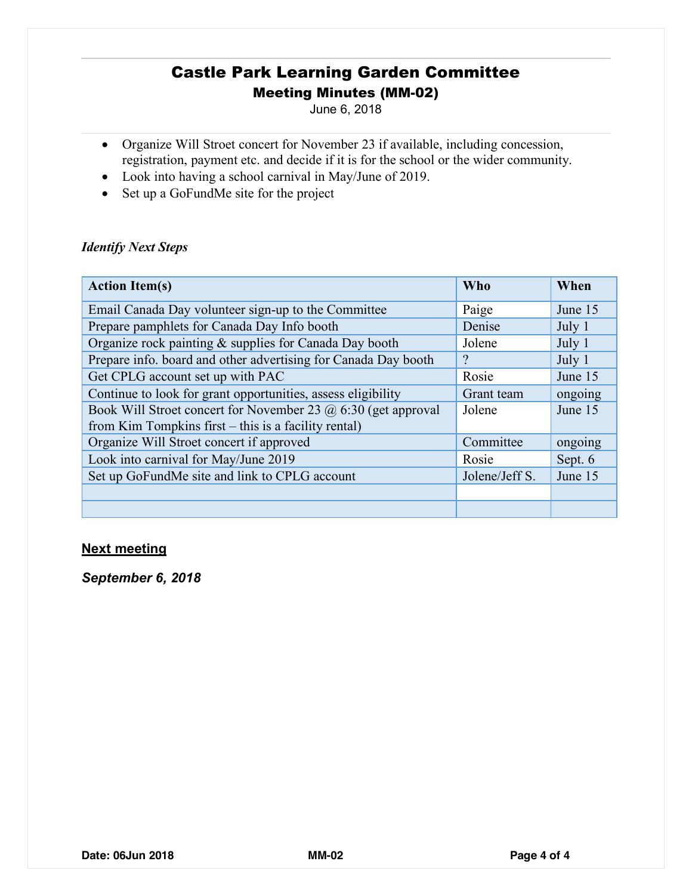- Organize Will Stroet concert for November 23 if available, including concession, registration, payment etc. and decide if it is for the school or the wider community.
- Look into having a school carnival in May/June of 2019.
- Set up a GoFundMe site for the project

***Identify Next Steps***

| Action Item(s) | Who | When |
|---|---|---|
| Email Canada Day volunteer sign-up to the Committee | Paige | June 15 |
| Prepare pamphlets for Canada Day Info booth | Denise | July 1 |
| Organize rock painting & supplies for Canada Day booth | Jolene | July 1 |
| Prepare info. board and other advertising for Canada Day booth | ? | July 1 |
| Get CPLG account set up with PAC | Rosie | June 15 |
| Continue to look for grant opportunities, assess eligibility | Grant team | ongoing |
| Book Will Stroet concert for November 23 @ 6:30 (get approval from Kim Tompkins first – this is a facility rental) | Jolene | June 15 |
| Organize Will Stroet concert if approved | Committee | ongoing |
| Look into carnival for May/June 2019 | Rosie | Sept. 6 |
| Set up GoFundMe site and link to CPLG account | Jolene/Jeff S. | June 15 |
| | | |
| | | |

## Next meeting

***September 6, 2018***